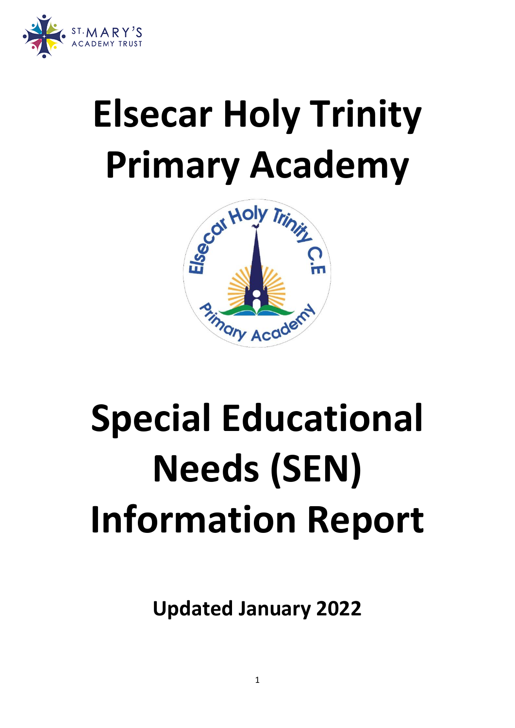ST·MARY'S ACADEMY TRUST

# Elsecar Holy Trinity Primary Academy

# Special Educational Needs (SEN) Information Report

**Updated January 2022**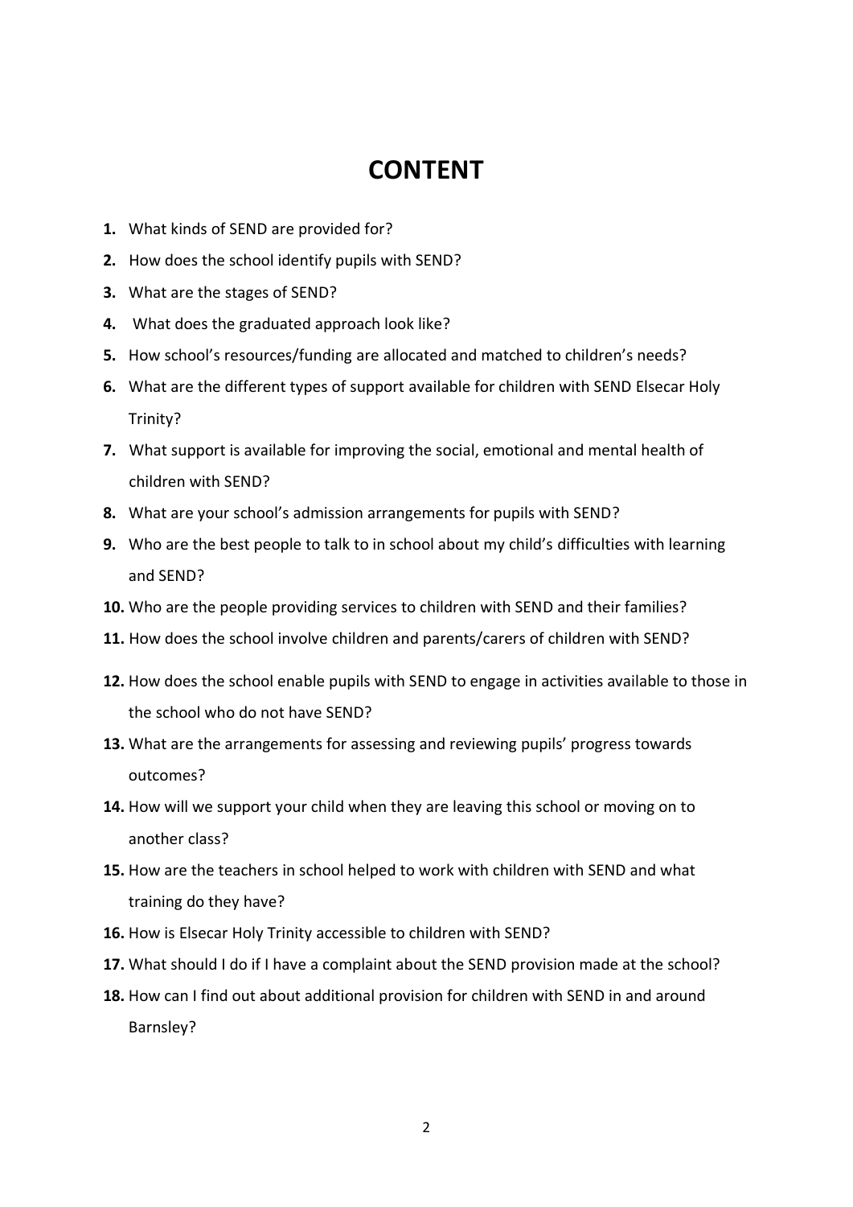# CONTENT

1. What kinds of SEND are provided for?
2. How does the school identify pupils with SEND?
3. What are the stages of SEND?
4. What does the graduated approach look like?
5. How school's resources/funding are allocated and matched to children's needs?
6. What are the different types of support available for children with SEND Elsecar Holy Trinity?
7. What support is available for improving the social, emotional and mental health of children with SEND?
8. What are your school's admission arrangements for pupils with SEND?
9. Who are the best people to talk to in school about my child's difficulties with learning and SEND?
10. Who are the people providing services to children with SEND and their families?
11. How does the school involve children and parents/carers of children with SEND?
12. How does the school enable pupils with SEND to engage in activities available to those in the school who do not have SEND?
13. What are the arrangements for assessing and reviewing pupils' progress towards outcomes?
14. How will we support your child when they are leaving this school or moving on to another class?
15. How are the teachers in school helped to work with children with SEND and what training do they have?
16. How is Elsecar Holy Trinity accessible to children with SEND?
17. What should I do if I have a complaint about the SEND provision made at the school?
18. How can I find out about additional provision for children with SEND in and around Barnsley?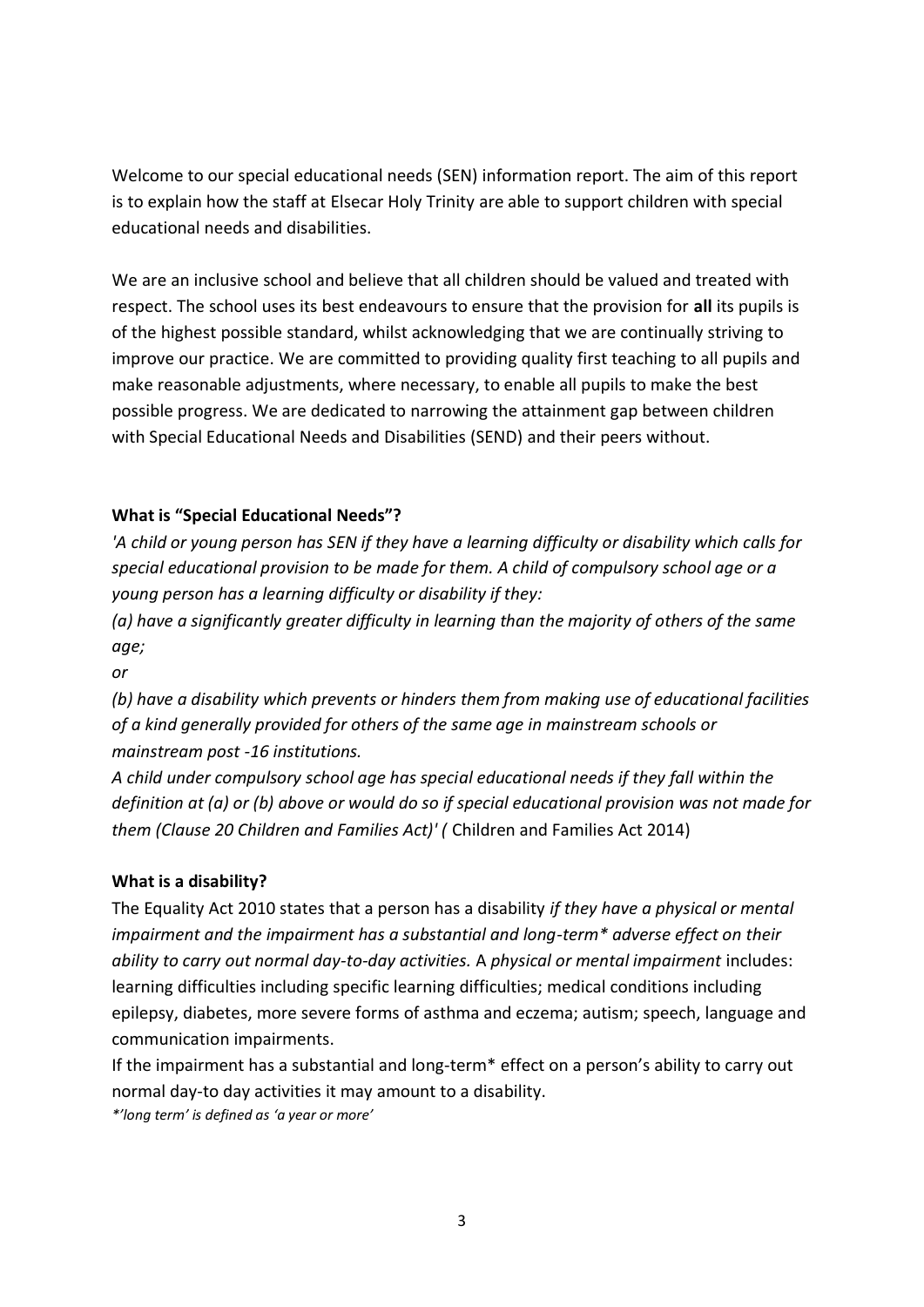Welcome to our special educational needs (SEN) information report. The aim of this report is to explain how the staff at Elsecar Holy Trinity are able to support children with special educational needs and disabilities.

We are an inclusive school and believe that all children should be valued and treated with respect. The school uses its best endeavours to ensure that the provision for **all** its pupils is of the highest possible standard, whilst acknowledging that we are continually striving to improve our practice. We are committed to providing quality first teaching to all pupils and make reasonable adjustments, where necessary, to enable all pupils to make the best possible progress. We are dedicated to narrowing the attainment gap between children with Special Educational Needs and Disabilities (SEND) and their peers without.

**What is "Special Educational Needs"?**

*'A child or young person has SEN if they have a learning difficulty or disability which calls for special educational provision to be made for them. A child of compulsory school age or a young person has a learning difficulty or disability if they:*

*(a) have a significantly greater difficulty in learning than the majority of others of the same age;*

*or*

*(b) have a disability which prevents or hinders them from making use of educational facilities of a kind generally provided for others of the same age in mainstream schools or mainstream post -16 institutions.*

*A child under compulsory school age has special educational needs if they fall within the definition at (a) or (b) above or would do so if special educational provision was not made for them (Clause 20 Children and Families Act)' (* Children and Families Act 2014)

**What is a disability?**

The Equality Act 2010 states that a person has a disability *if they have a physical or mental impairment and the impairment has a substantial and long-term\* adverse effect on their ability to carry out normal day-to-day activities.* A *physical or mental impairment* includes: learning difficulties including specific learning difficulties; medical conditions including epilepsy, diabetes, more severe forms of asthma and eczema; autism; speech, language and communication impairments.

If the impairment has a substantial and long-term* effect on a person's ability to carry out normal day-to day activities it may amount to a disability.

*\*'long term' is defined as 'a year or more'*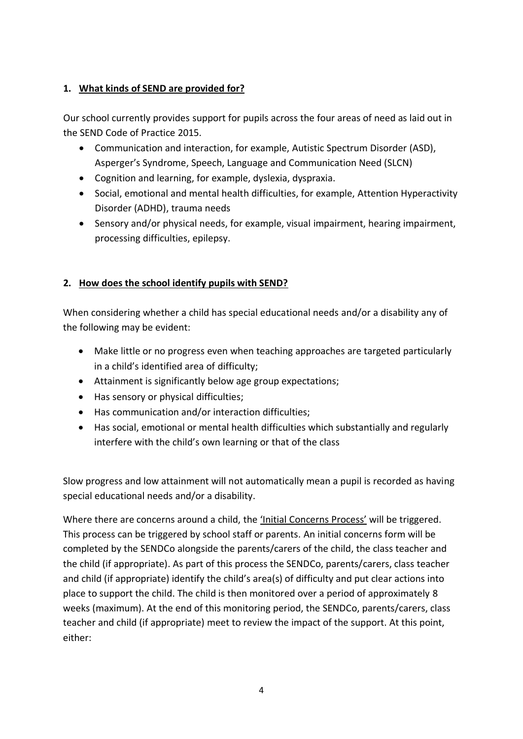## 1. What kinds of SEND are provided for?

Our school currently provides support for pupils across the four areas of need as laid out in the SEND Code of Practice 2015.

- Communication and interaction, for example, Autistic Spectrum Disorder (ASD), Asperger's Syndrome, Speech, Language and Communication Need (SLCN)
- Cognition and learning, for example, dyslexia, dyspraxia.
- Social, emotional and mental health difficulties, for example, Attention Hyperactivity Disorder (ADHD), trauma needs
- Sensory and/or physical needs, for example, visual impairment, hearing impairment, processing difficulties, epilepsy.

## 2. How does the school identify pupils with SEND?

When considering whether a child has special educational needs and/or a disability any of the following may be evident:

- Make little or no progress even when teaching approaches are targeted particularly in a child's identified area of difficulty;
- Attainment is significantly below age group expectations;
- Has sensory or physical difficulties;
- Has communication and/or interaction difficulties;
- Has social, emotional or mental health difficulties which substantially and regularly interfere with the child's own learning or that of the class

Slow progress and low attainment will not automatically mean a pupil is recorded as having special educational needs and/or a disability.

Where there are concerns around a child, the 'Initial Concerns Process' will be triggered. This process can be triggered by school staff or parents. An initial concerns form will be completed by the SENDCo alongside the parents/carers of the child, the class teacher and the child (if appropriate). As part of this process the SENDCo, parents/carers, class teacher and child (if appropriate) identify the child's area(s) of difficulty and put clear actions into place to support the child. The child is then monitored over a period of approximately 8 weeks (maximum). At the end of this monitoring period, the SENDCo, parents/carers, class teacher and child (if appropriate) meet to review the impact of the support. At this point, either: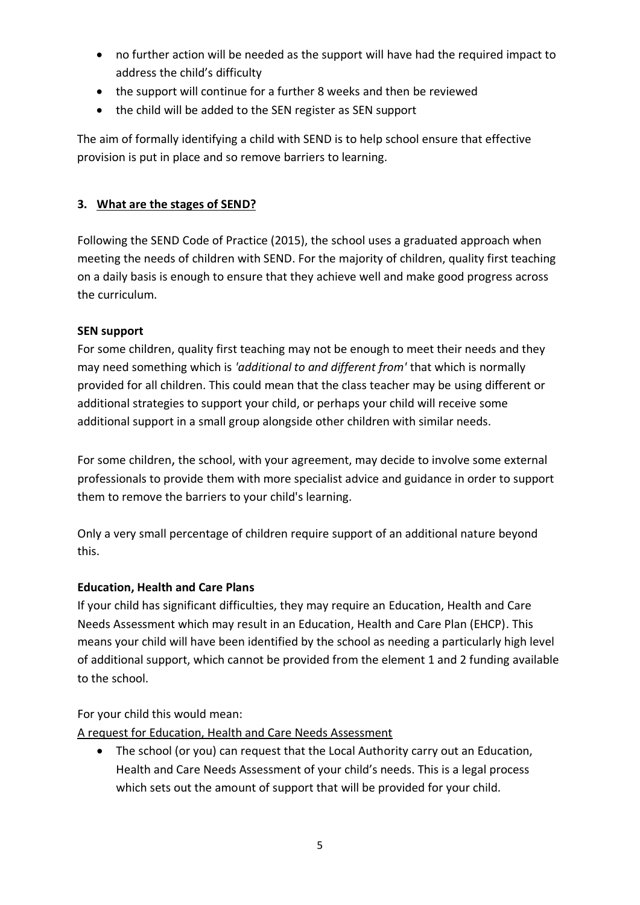- no further action will be needed as the support will have had the required impact to address the child's difficulty
- the support will continue for a further 8 weeks and then be reviewed
- the child will be added to the SEN register as SEN support

The aim of formally identifying a child with SEND is to help school ensure that effective provision is put in place and so remove barriers to learning.

## 3. What are the stages of SEND?

Following the SEND Code of Practice (2015), the school uses a graduated approach when meeting the needs of children with SEND. For the majority of children, quality first teaching on a daily basis is enough to ensure that they achieve well and make good progress across the curriculum.

**SEN support**

For some children, quality first teaching may not be enough to meet their needs and they may need something which is *'additional to and different from'* that which is normally provided for all children. This could mean that the class teacher may be using different or additional strategies to support your child, or perhaps your child will receive some additional support in a small group alongside other children with similar needs.

For some children, the school, with your agreement, may decide to involve some external professionals to provide them with more specialist advice and guidance in order to support them to remove the barriers to your child's learning.

Only a very small percentage of children require support of an additional nature beyond this.

**Education, Health and Care Plans**

If your child has significant difficulties, they may require an Education, Health and Care Needs Assessment which may result in an Education, Health and Care Plan (EHCP). This means your child will have been identified by the school as needing a particularly high level of additional support, which cannot be provided from the element 1 and 2 funding available to the school.

For your child this would mean:

A request for Education, Health and Care Needs Assessment

- The school (or you) can request that the Local Authority carry out an Education, Health and Care Needs Assessment of your child's needs. This is a legal process which sets out the amount of support that will be provided for your child.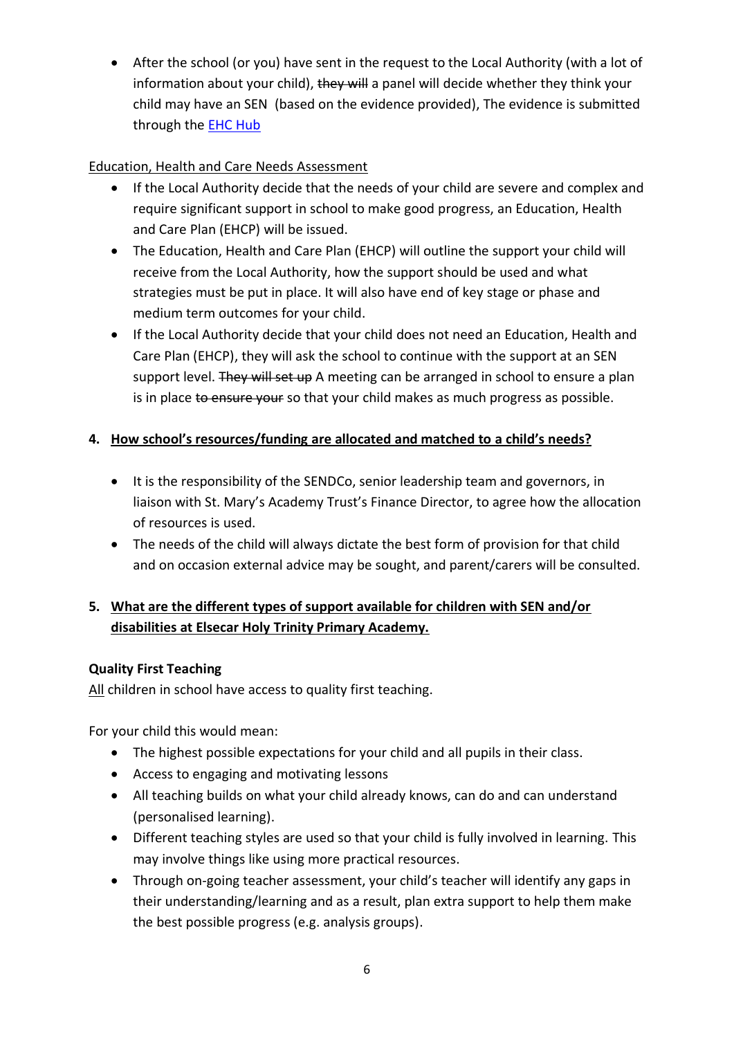- After the school (or you) have sent in the request to the Local Authority (with a lot of information about your child), ~~they will~~ a panel will decide whether they think your child may have an SEN (based on the evidence provided), The evidence is submitted through the [EHC Hub]

<u>Education, Health and Care Needs Assessment</u>

- If the Local Authority decide that the needs of your child are severe and complex and require significant support in school to make good progress, an Education, Health and Care Plan (EHCP) will be issued.
- The Education, Health and Care Plan (EHCP) will outline the support your child will receive from the Local Authority, how the support should be used and what strategies must be put in place. It will also have end of key stage or phase and medium term outcomes for your child.
- If the Local Authority decide that your child does not need an Education, Health and Care Plan (EHCP), they will ask the school to continue with the support at an SEN support level. ~~They will set up~~ A meeting can be arranged in school to ensure a plan is in place ~~to ensure your~~ so that your child makes as much progress as possible.

## 4. <u>How school's resources/funding are allocated and matched to a child's needs?</u>

- It is the responsibility of the SENDCo, senior leadership team and governors, in liaison with St. Mary's Academy Trust's Finance Director, to agree how the allocation of resources is used.
- The needs of the child will always dictate the best form of provision for that child and on occasion external advice may be sought, and parent/carers will be consulted.

## 5. <u>What are the different types of support available for children with SEN and/or disabilities at Elsecar Holy Trinity Primary Academy.</u>

**Quality First Teaching**

<u>All</u> children in school have access to quality first teaching.

For your child this would mean:

- The highest possible expectations for your child and all pupils in their class.
- Access to engaging and motivating lessons
- All teaching builds on what your child already knows, can do and can understand (personalised learning).
- Different teaching styles are used so that your child is fully involved in learning. This may involve things like using more practical resources.
- Through on-going teacher assessment, your child's teacher will identify any gaps in their understanding/learning and as a result, plan extra support to help them make the best possible progress (e.g. analysis groups).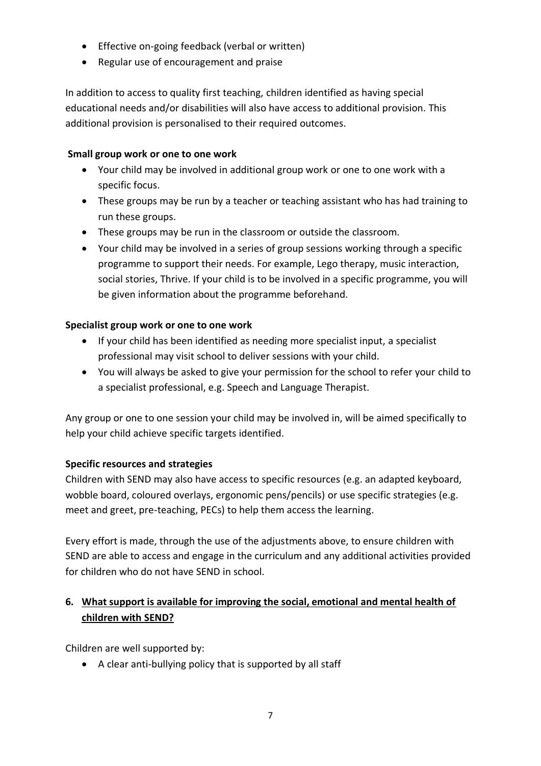- Effective on-going feedback (verbal or written)
- Regular use of encouragement and praise

In addition to access to quality first teaching, children identified as having special educational needs and/or disabilities will also have access to additional provision. This additional provision is personalised to their required outcomes.

**Small group work or one to one work**

- Your child may be involved in additional group work or one to one work with a specific focus.
- These groups may be run by a teacher or teaching assistant who has had training to run these groups.
- These groups may be run in the classroom or outside the classroom.
- Your child may be involved in a series of group sessions working through a specific programme to support their needs. For example, Lego therapy, music interaction, social stories, Thrive. If your child is to be involved in a specific programme, you will be given information about the programme beforehand.

**Specialist group work or one to one work**

- If your child has been identified as needing more specialist input, a specialist professional may visit school to deliver sessions with your child.
- You will always be asked to give your permission for the school to refer your child to a specialist professional, e.g. Speech and Language Therapist.

Any group or one to one session your child may be involved in, will be aimed specifically to help your child achieve specific targets identified.

**Specific resources and strategies**

Children with SEND may also have access to specific resources (e.g. an adapted keyboard, wobble board, coloured overlays, ergonomic pens/pencils) or use specific strategies (e.g. meet and greet, pre-teaching, PECs) to help them access the learning.

Every effort is made, through the use of the adjustments above, to ensure children with SEND are able to access and engage in the curriculum and any additional activities provided for children who do not have SEND in school.

## 6. <u>What support is available for improving the social, emotional and mental health of children with SEND?</u>

Children are well supported by:

- A clear anti-bullying policy that is supported by all staff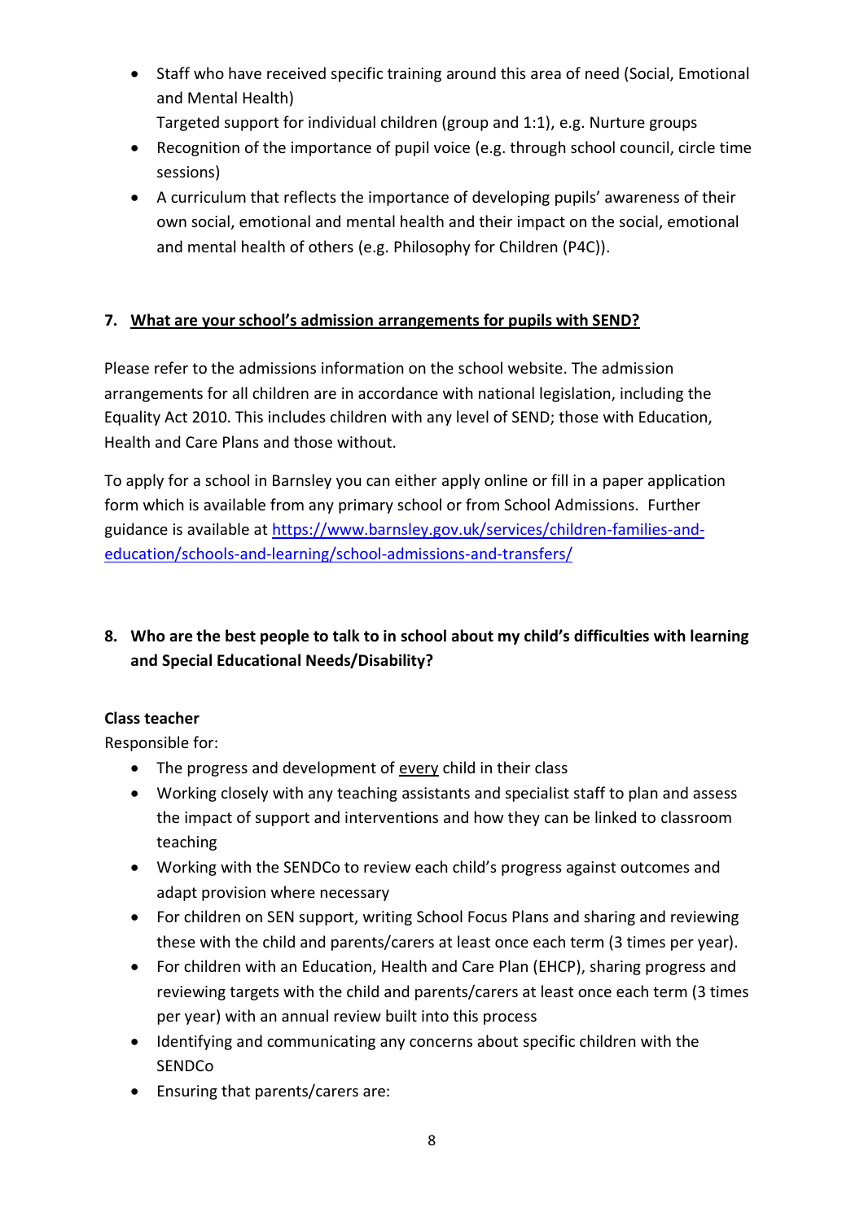- Staff who have received specific training around this area of need (Social, Emotional and Mental Health)
  Targeted support for individual children (group and 1:1), e.g. Nurture groups
- Recognition of the importance of pupil voice (e.g. through school council, circle time sessions)
- A curriculum that reflects the importance of developing pupils' awareness of their own social, emotional and mental health and their impact on the social, emotional and mental health of others (e.g. Philosophy for Children (P4C)).

## 7. What are your school's admission arrangements for pupils with SEND?

Please refer to the admissions information on the school website. The admission arrangements for all children are in accordance with national legislation, including the Equality Act 2010. This includes children with any level of SEND; those with Education, Health and Care Plans and those without.

To apply for a school in Barnsley you can either apply online or fill in a paper application form which is available from any primary school or from School Admissions. Further guidance is available at [https://www.barnsley.gov.uk/services/children-families-and-education/schools-and-learning/school-admissions-and-transfers/](https://www.barnsley.gov.uk/services/children-families-and-education/schools-and-learning/school-admissions-and-transfers/)

## 8. Who are the best people to talk to in school about my child's difficulties with learning and Special Educational Needs/Disability?

**Class teacher**

Responsible for:

- The progress and development of every child in their class
- Working closely with any teaching assistants and specialist staff to plan and assess the impact of support and interventions and how they can be linked to classroom teaching
- Working with the SENDCo to review each child's progress against outcomes and adapt provision where necessary
- For children on SEN support, writing School Focus Plans and sharing and reviewing these with the child and parents/carers at least once each term (3 times per year).
- For children with an Education, Health and Care Plan (EHCP), sharing progress and reviewing targets with the child and parents/carers at least once each term (3 times per year) with an annual review built into this process
- Identifying and communicating any concerns about specific children with the SENDCo
- Ensuring that parents/carers are: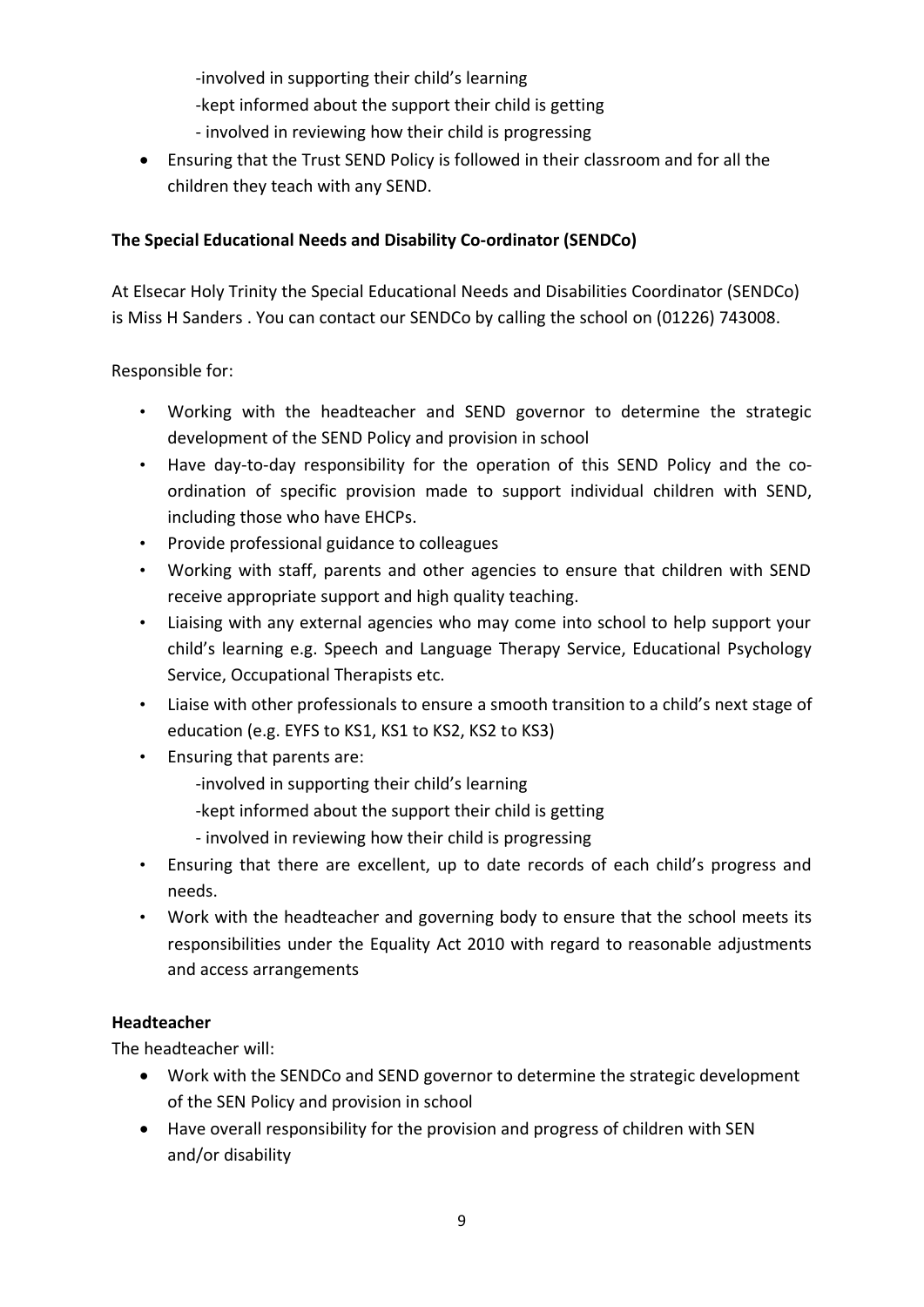-involved in supporting their child's learning
  -kept informed about the support their child is getting
  - involved in reviewing how their child is progressing
- Ensuring that the Trust SEND Policy is followed in their classroom and for all the children they teach with any SEND.

**The Special Educational Needs and Disability Co-ordinator (SENDCo)**

At Elsecar Holy Trinity the Special Educational Needs and Disabilities Coordinator (SENDCo) is Miss H Sanders . You can contact our SENDCo by calling the school on (01226) 743008.

Responsible for:

- Working with the headteacher and SEND governor to determine the strategic development of the SEND Policy and provision in school
- Have day-to-day responsibility for the operation of this SEND Policy and the co-ordination of specific provision made to support individual children with SEND, including those who have EHCPs.
- Provide professional guidance to colleagues
- Working with staff, parents and other agencies to ensure that children with SEND receive appropriate support and high quality teaching.
- Liaising with any external agencies who may come into school to help support your child's learning e.g. Speech and Language Therapy Service, Educational Psychology Service, Occupational Therapists etc.
- Liaise with other professionals to ensure a smooth transition to a child's next stage of education (e.g. EYFS to KS1, KS1 to KS2, KS2 to KS3)
- Ensuring that parents are:
  -involved in supporting their child's learning
  -kept informed about the support their child is getting
  - involved in reviewing how their child is progressing
- Ensuring that there are excellent, up to date records of each child's progress and needs.
- Work with the headteacher and governing body to ensure that the school meets its responsibilities under the Equality Act 2010 with regard to reasonable adjustments and access arrangements

**Headteacher**

The headteacher will:

- Work with the SENDCo and SEND governor to determine the strategic development of the SEN Policy and provision in school
- Have overall responsibility for the provision and progress of children with SEN and/or disability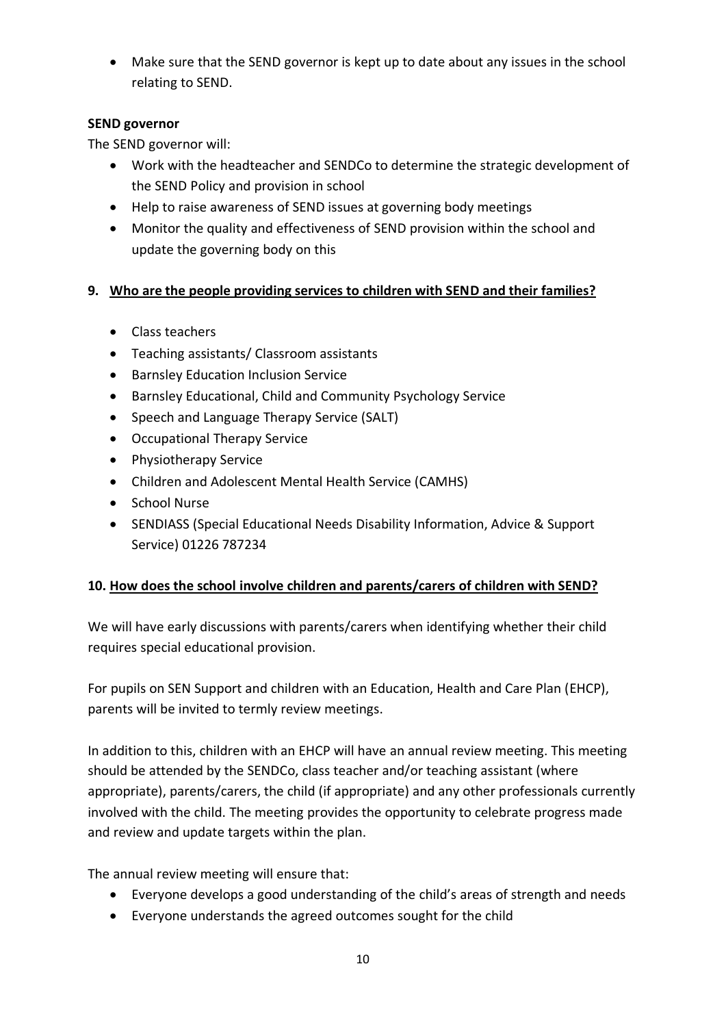- Make sure that the SEND governor is kept up to date about any issues in the school relating to SEND.

**SEND governor**

The SEND governor will:

- Work with the headteacher and SENDCo to determine the strategic development of the SEND Policy and provision in school
- Help to raise awareness of SEND issues at governing body meetings
- Monitor the quality and effectiveness of SEND provision within the school and update the governing body on this

## 9. Who are the people providing services to children with SEND and their families?

- Class teachers
- Teaching assistants/ Classroom assistants
- Barnsley Education Inclusion Service
- Barnsley Educational, Child and Community Psychology Service
- Speech and Language Therapy Service (SALT)
- Occupational Therapy Service
- Physiotherapy Service
- Children and Adolescent Mental Health Service (CAMHS)
- School Nurse
- SENDIASS (Special Educational Needs Disability Information, Advice & Support Service) 01226 787234

## 10. How does the school involve children and parents/carers of children with SEND?

We will have early discussions with parents/carers when identifying whether their child requires special educational provision.

For pupils on SEN Support and children with an Education, Health and Care Plan (EHCP), parents will be invited to termly review meetings.

In addition to this, children with an EHCP will have an annual review meeting. This meeting should be attended by the SENDCo, class teacher and/or teaching assistant (where appropriate), parents/carers, the child (if appropriate) and any other professionals currently involved with the child. The meeting provides the opportunity to celebrate progress made and review and update targets within the plan.

The annual review meeting will ensure that:

- Everyone develops a good understanding of the child's areas of strength and needs
- Everyone understands the agreed outcomes sought for the child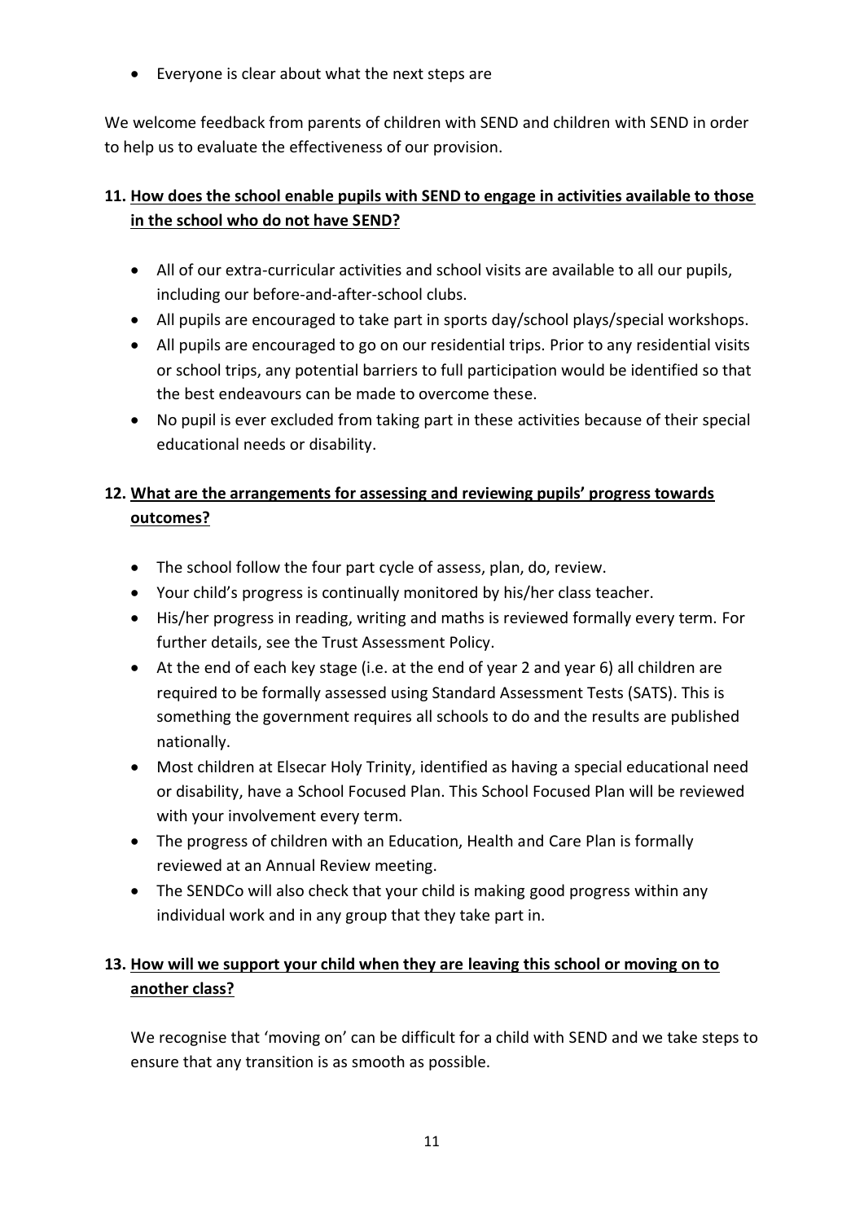- Everyone is clear about what the next steps are

We welcome feedback from parents of children with SEND and children with SEND in order to help us to evaluate the effectiveness of our provision.

## 11. How does the school enable pupils with SEND to engage in activities available to those in the school who do not have SEND?

- All of our extra-curricular activities and school visits are available to all our pupils, including our before-and-after-school clubs.
- All pupils are encouraged to take part in sports day/school plays/special workshops.
- All pupils are encouraged to go on our residential trips. Prior to any residential visits or school trips, any potential barriers to full participation would be identified so that the best endeavours can be made to overcome these.
- No pupil is ever excluded from taking part in these activities because of their special educational needs or disability.

## 12. What are the arrangements for assessing and reviewing pupils' progress towards outcomes?

- The school follow the four part cycle of assess, plan, do, review.
- Your child's progress is continually monitored by his/her class teacher.
- His/her progress in reading, writing and maths is reviewed formally every term. For further details, see the Trust Assessment Policy.
- At the end of each key stage (i.e. at the end of year 2 and year 6) all children are required to be formally assessed using Standard Assessment Tests (SATS). This is something the government requires all schools to do and the results are published nationally.
- Most children at Elsecar Holy Trinity, identified as having a special educational need or disability, have a School Focused Plan. This School Focused Plan will be reviewed with your involvement every term.
- The progress of children with an Education, Health and Care Plan is formally reviewed at an Annual Review meeting.
- The SENDCo will also check that your child is making good progress within any individual work and in any group that they take part in.

## 13. How will we support your child when they are leaving this school or moving on to another class?

We recognise that 'moving on' can be difficult for a child with SEND and we take steps to ensure that any transition is as smooth as possible.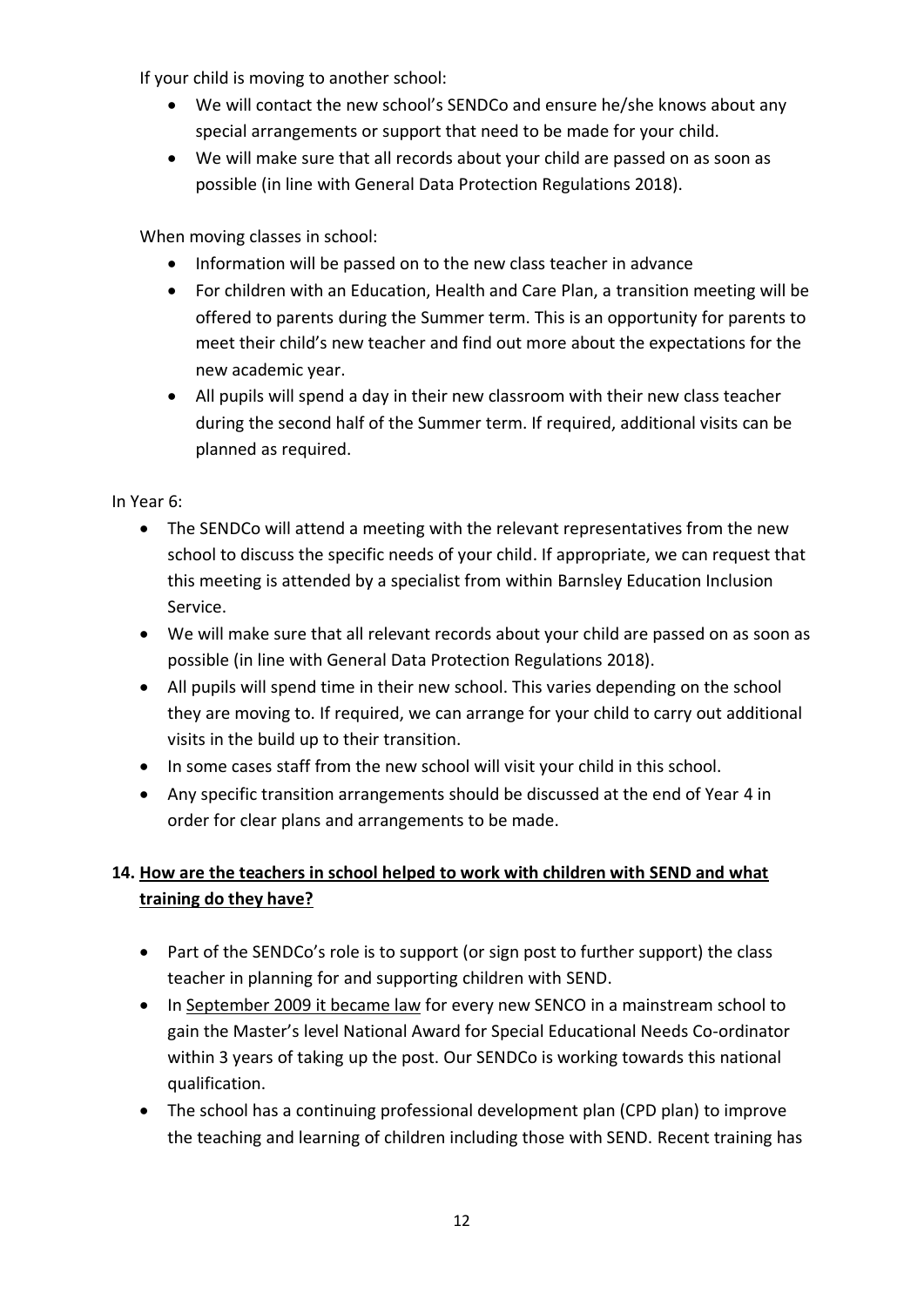If your child is moving to another school:

- We will contact the new school's SENDCo and ensure he/she knows about any special arrangements or support that need to be made for your child.
- We will make sure that all records about your child are passed on as soon as possible (in line with General Data Protection Regulations 2018).

When moving classes in school:

- Information will be passed on to the new class teacher in advance
- For children with an Education, Health and Care Plan, a transition meeting will be offered to parents during the Summer term. This is an opportunity for parents to meet their child's new teacher and find out more about the expectations for the new academic year.
- All pupils will spend a day in their new classroom with their new class teacher during the second half of the Summer term. If required, additional visits can be planned as required.

In Year 6:

- The SENDCo will attend a meeting with the relevant representatives from the new school to discuss the specific needs of your child. If appropriate, we can request that this meeting is attended by a specialist from within Barnsley Education Inclusion Service.
- We will make sure that all relevant records about your child are passed on as soon as possible (in line with General Data Protection Regulations 2018).
- All pupils will spend time in their new school. This varies depending on the school they are moving to. If required, we can arrange for your child to carry out additional visits in the build up to their transition.
- In some cases staff from the new school will visit your child in this school.
- Any specific transition arrangements should be discussed at the end of Year 4 in order for clear plans and arrangements to be made.

## 14. How are the teachers in school helped to work with children with SEND and what training do they have?

- Part of the SENDCo's role is to support (or sign post to further support) the class teacher in planning for and supporting children with SEND.
- In September 2009 it became law for every new SENCO in a mainstream school to gain the Master's level National Award for Special Educational Needs Co-ordinator within 3 years of taking up the post. Our SENDCo is working towards this national qualification.
- The school has a continuing professional development plan (CPD plan) to improve the teaching and learning of children including those with SEND. Recent training has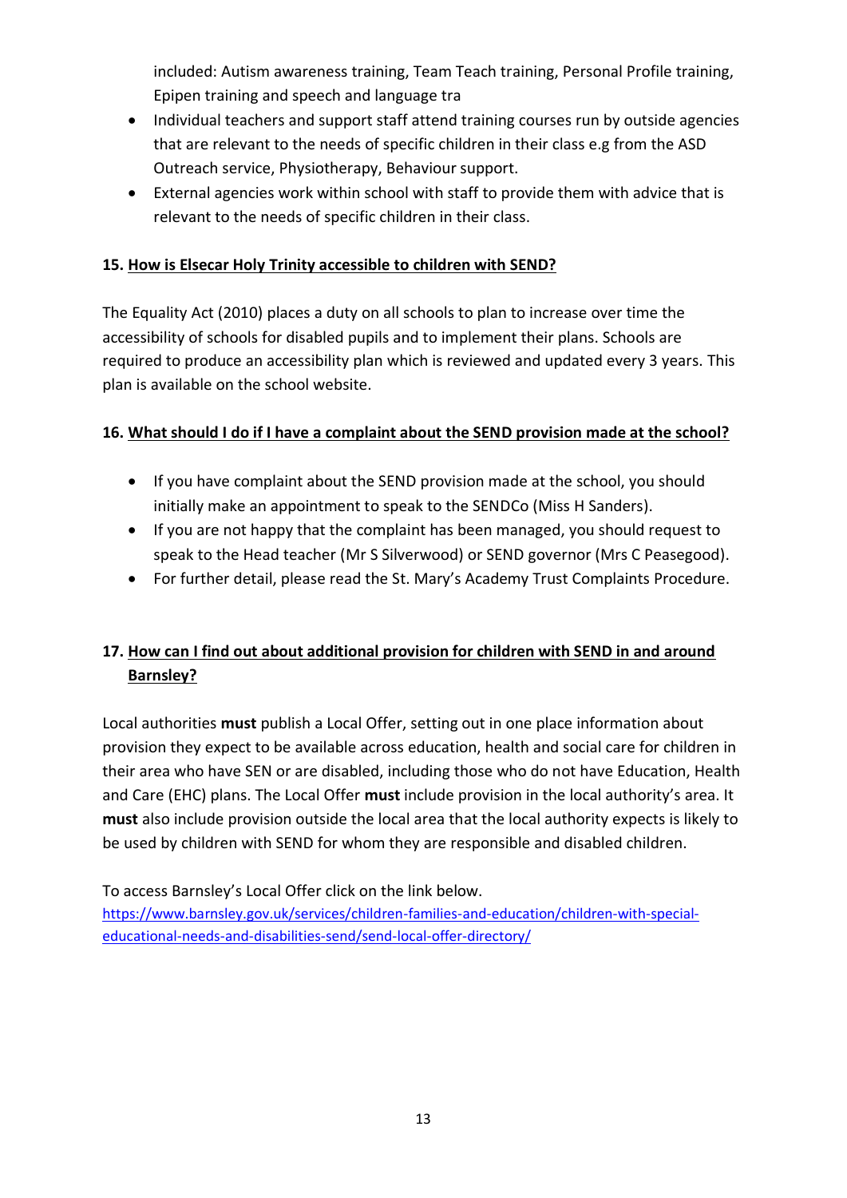included: Autism awareness training, Team Teach training, Personal Profile training, Epipen training and speech and language tra

- Individual teachers and support staff attend training courses run by outside agencies that are relevant to the needs of specific children in their class e.g from the ASD Outreach service, Physiotherapy, Behaviour support.
- External agencies work within school with staff to provide them with advice that is relevant to the needs of specific children in their class.

**15. How is Elsecar Holy Trinity accessible to children with SEND?**

The Equality Act (2010) places a duty on all schools to plan to increase over time the accessibility of schools for disabled pupils and to implement their plans. Schools are required to produce an accessibility plan which is reviewed and updated every 3 years. This plan is available on the school website.

**16. What should I do if I have a complaint about the SEND provision made at the school?**

- If you have complaint about the SEND provision made at the school, you should initially make an appointment to speak to the SENDCo (Miss H Sanders).
- If you are not happy that the complaint has been managed, you should request to speak to the Head teacher (Mr S Silverwood) or SEND governor (Mrs C Peasegood).
- For further detail, please read the St. Mary's Academy Trust Complaints Procedure.

**17. How can I find out about additional provision for children with SEND in and around Barnsley?**

Local authorities **must** publish a Local Offer, setting out in one place information about provision they expect to be available across education, health and social care for children in their area who have SEN or are disabled, including those who do not have Education, Health and Care (EHC) plans. The Local Offer **must** include provision in the local authority's area. It **must** also include provision outside the local area that the local authority expects is likely to be used by children with SEND for whom they are responsible and disabled children.

To access Barnsley's Local Offer click on the link below.
https://www.barnsley.gov.uk/services/children-families-and-education/children-with-special-educational-needs-and-disabilities-send/send-local-offer-directory/